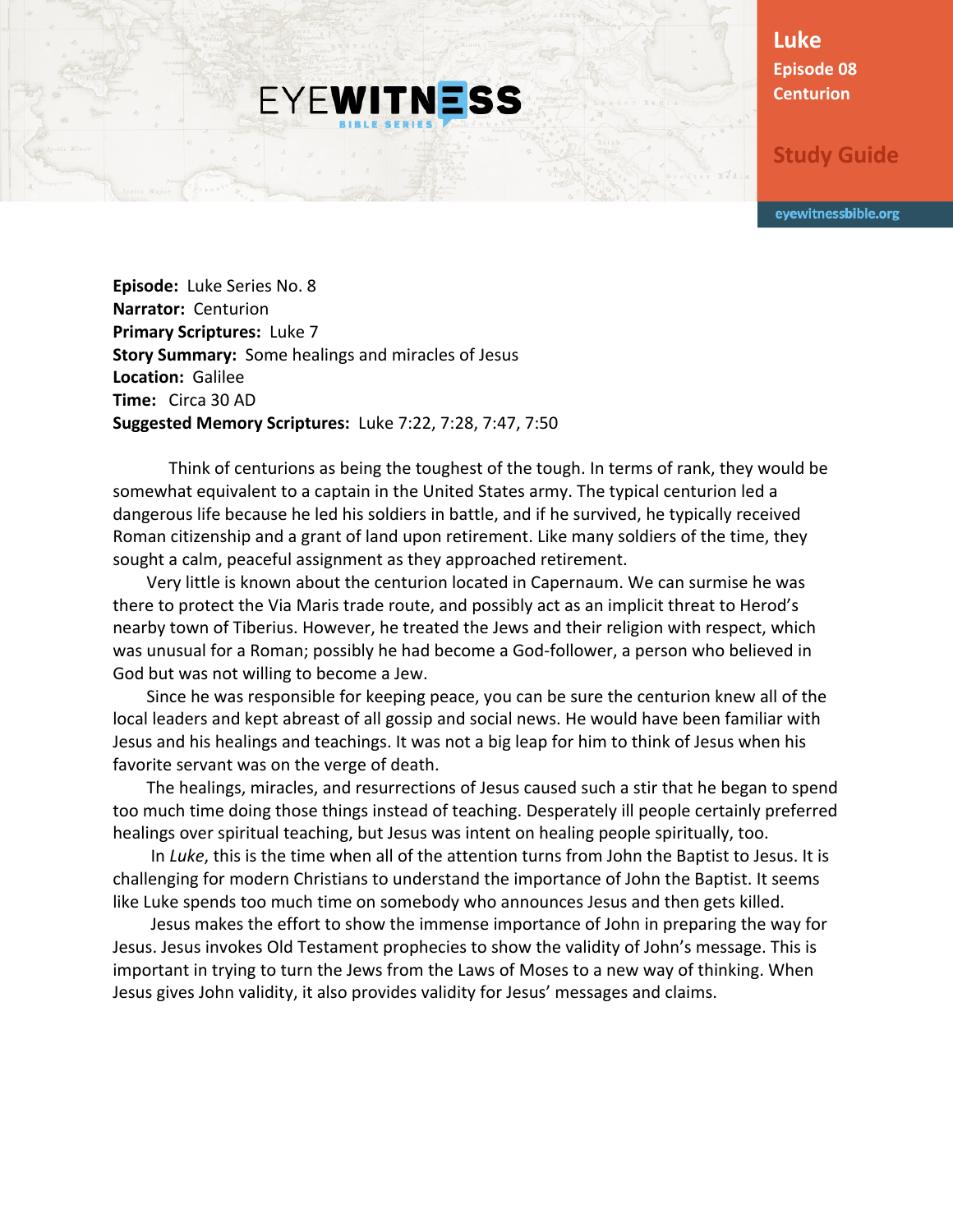EYEWITNESS BIBLE SERIES

# Luke
## Episode 08
## Centurion

## Study Guide

eyewitnessbible.org

**Episode:** Luke Series No. 8
**Narrator:** Centurion
**Primary Scriptures:** Luke 7
**Story Summary:** Some healings and miracles of Jesus
**Location:** Galilee
**Time:** Circa 30 AD
**Suggested Memory Scriptures:** Luke 7:22, 7:28, 7:47, 7:50

Think of centurions as being the toughest of the tough. In terms of rank, they would be somewhat equivalent to a captain in the United States army. The typical centurion led a dangerous life because he led his soldiers in battle, and if he survived, he typically received Roman citizenship and a grant of land upon retirement. Like many soldiers of the time, they sought a calm, peaceful assignment as they approached retirement.

Very little is known about the centurion located in Capernaum. We can surmise he was there to protect the Via Maris trade route, and possibly act as an implicit threat to Herod's nearby town of Tiberius. However, he treated the Jews and their religion with respect, which was unusual for a Roman; possibly he had become a God-follower, a person who believed in God but was not willing to become a Jew.

Since he was responsible for keeping peace, you can be sure the centurion knew all of the local leaders and kept abreast of all gossip and social news. He would have been familiar with Jesus and his healings and teachings. It was not a big leap for him to think of Jesus when his favorite servant was on the verge of death.

The healings, miracles, and resurrections of Jesus caused such a stir that he began to spend too much time doing those things instead of teaching. Desperately ill people certainly preferred healings over spiritual teaching, but Jesus was intent on healing people spiritually, too.

In *Luke*, this is the time when all of the attention turns from John the Baptist to Jesus. It is challenging for modern Christians to understand the importance of John the Baptist. It seems like Luke spends too much time on somebody who announces Jesus and then gets killed.

Jesus makes the effort to show the immense importance of John in preparing the way for Jesus. Jesus invokes Old Testament prophecies to show the validity of John's message. This is important in trying to turn the Jews from the Laws of Moses to a new way of thinking. When Jesus gives John validity, it also provides validity for Jesus' messages and claims.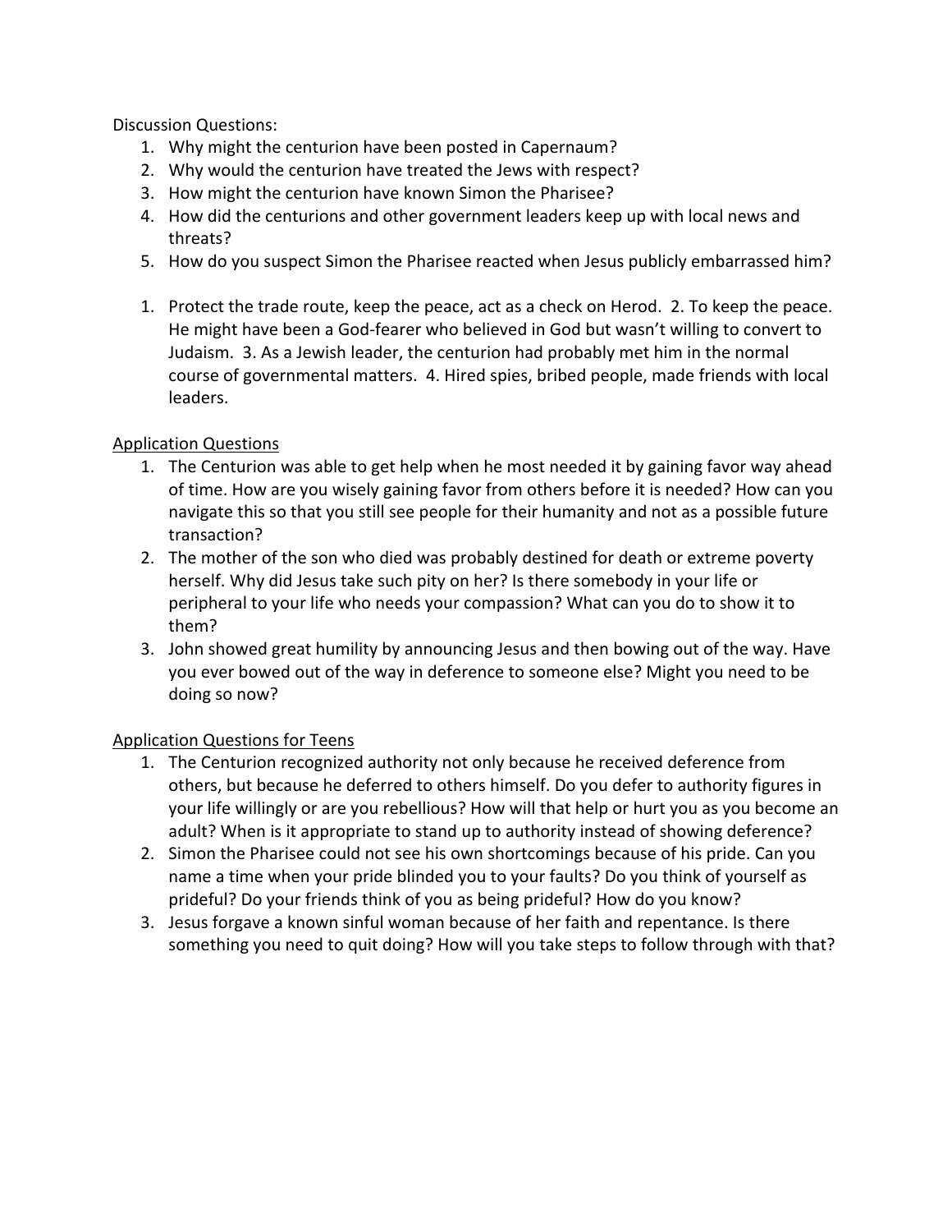Discussion Questions:

1. Why might the centurion have been posted in Capernaum?
2. Why would the centurion have treated the Jews with respect?
3. How might the centurion have known Simon the Pharisee?
4. How did the centurions and other government leaders keep up with local news and threats?
5. How do you suspect Simon the Pharisee reacted when Jesus publicly embarrassed him?

1. Protect the trade route, keep the peace, act as a check on Herod. 2. To keep the peace. He might have been a God-fearer who believed in God but wasn't willing to convert to Judaism. 3. As a Jewish leader, the centurion had probably met him in the normal course of governmental matters. 4. Hired spies, bribed people, made friends with local leaders.

<u>Application Questions</u>

1. The Centurion was able to get help when he most needed it by gaining favor way ahead of time. How are you wisely gaining favor from others before it is needed? How can you navigate this so that you still see people for their humanity and not as a possible future transaction?
2. The mother of the son who died was probably destined for death or extreme poverty herself. Why did Jesus take such pity on her? Is there somebody in your life or peripheral to your life who needs your compassion? What can you do to show it to them?
3. John showed great humility by announcing Jesus and then bowing out of the way. Have you ever bowed out of the way in deference to someone else? Might you need to be doing so now?

<u>Application Questions for Teens</u>

1. The Centurion recognized authority not only because he received deference from others, but because he deferred to others himself. Do you defer to authority figures in your life willingly or are you rebellious? How will that help or hurt you as you become an adult? When is it appropriate to stand up to authority instead of showing deference?
2. Simon the Pharisee could not see his own shortcomings because of his pride. Can you name a time when your pride blinded you to your faults? Do you think of yourself as prideful? Do your friends think of you as being prideful? How do you know?
3. Jesus forgave a known sinful woman because of her faith and repentance. Is there something you need to quit doing? How will you take steps to follow through with that?